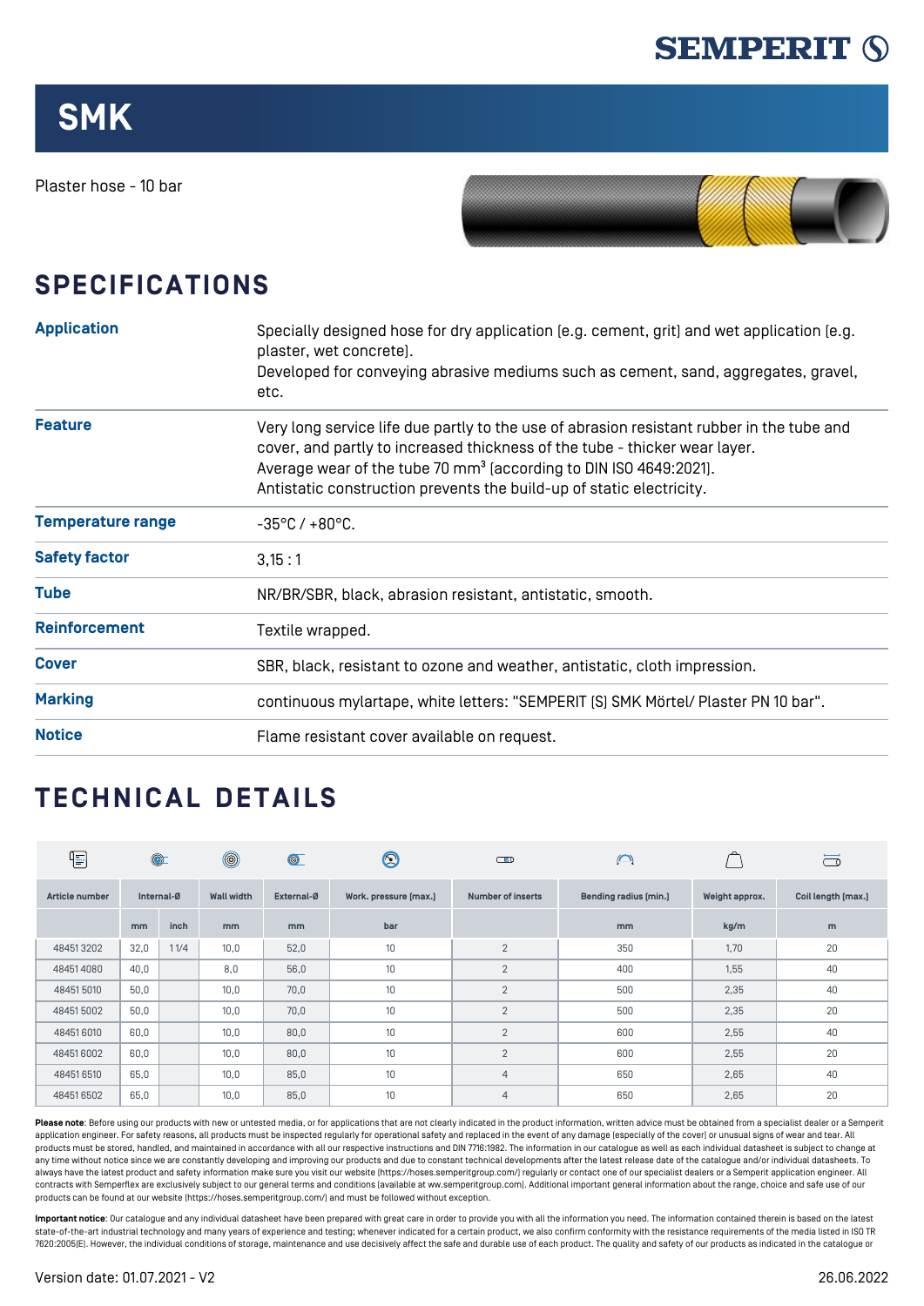SEMPERIT

# SMK

Plaster hose - 10 bar

## SPECIFICATIONS

| | |
|---|---|
| **Application** | Specially designed hose for dry application (e.g. cement, grit) and wet application (e.g. plaster, wet concrete).<br>Developed for conveying abrasive mediums such as cement, sand, aggregates, gravel, etc. |
| **Feature** | Very long service life due partly to the use of abrasion resistant rubber in the tube and cover, and partly to increased thickness of the tube - thicker wear layer.<br>Average wear of the tube 70 mm³ (according to DIN ISO 4649:2021).<br>Antistatic construction prevents the build-up of static electricity. |
| **Temperature range** | -35°C / +80°C. |
| **Safety factor** | 3,15 : 1 |
| **Tube** | NR/BR/SBR, black, abrasion resistant, antistatic, smooth. |
| **Reinforcement** | Textile wrapped. |
| **Cover** | SBR, black, resistant to ozone and weather, antistatic, cloth impression. |
| **Marking** | continuous mylartape, white letters: "SEMPERIT (S) SMK Mörtel/ Plaster PN 10 bar". |
| **Notice** | Flame resistant cover available on request. |

## TECHNICAL DETAILS

| Article number | Internal-Ø | | Wall width | External-Ø | Work. pressure (max.) | Number of inserts | Bending radius (min.) | Weight approx. | Coil length (max.) |
|---|---|---|---|---|---|---|---|---|---|
| | mm | inch | mm | mm | bar | | mm | kg/m | m |
| 48451 3202 | 32,0 | 1 1/4 | 10,0 | 52,0 | 10 | 2 | 350 | 1,70 | 20 |
| 48451 4080 | 40,0 | | 8,0 | 56,0 | 10 | 2 | 400 | 1,55 | 40 |
| 48451 5010 | 50,0 | | 10,0 | 70,0 | 10 | 2 | 500 | 2,35 | 40 |
| 48451 5002 | 50,0 | | 10,0 | 70,0 | 10 | 2 | 500 | 2,35 | 20 |
| 48451 6010 | 60,0 | | 10,0 | 80,0 | 10 | 2 | 600 | 2,55 | 40 |
| 48451 6002 | 60,0 | | 10,0 | 80,0 | 10 | 2 | 600 | 2,55 | 20 |
| 48451 6510 | 65,0 | | 10,0 | 85,0 | 10 | 4 | 650 | 2,65 | 40 |
| 48451 6502 | 65,0 | | 10,0 | 85,0 | 10 | 4 | 650 | 2,65 | 20 |

**Please note**: Before using our products with new or untested media, or for applications that are not clearly indicated in the product information, written advice must be obtained from a specialist dealer or a Semperit application engineer. For safety reasons, all products must be inspected regularly for operational safety and replaced in the event of any damage (especially of the cover) or unusual signs of wear and tear. All products must be stored, handled, and maintained in accordance with all our respective instructions and DIN 7716:1982. The information in our catalogue as well as each individual datasheet is subject to change at any time without notice since we are constantly developing and improving our products and due to constant technical developments after the latest release date of the catalogue and/or individual datasheets. To always have the latest product and safety information make sure you visit our website (https://hoses.semperitgroup.com/) regularly or contact one of our specialist dealers or a Semperit application engineer. All contracts with Semperflex are exclusively subject to our general terms and conditions (available at ww.semperitgroup.com). Additional important general information about the range, choice and safe use of our products can be found at our website (https://hoses.semperitgroup.com/) and must be followed without exception.

**Important notice**: Our catalogue and any individual datasheet have been prepared with great care in order to provide you with all the information you need. The information contained therein is based on the latest state-of-the-art industrial technology and many years of experience and testing; whenever indicated for a certain product, we also confirm conformity with the resistance requirements of the media listed in ISO TR 7620:2005(E). However, the individual conditions of storage, maintenance and use decisively affect the safe and durable use of each product. The quality and safety of our products as indicated in the catalogue or

Version date: 01.07.2021 - V2 26.06.2022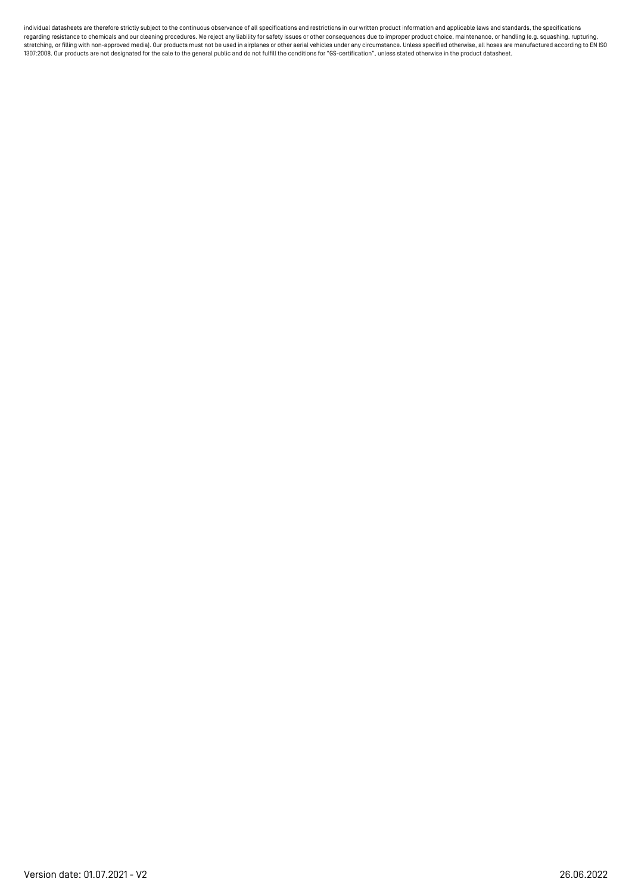individual datasheets are therefore strictly subject to the continuous observance of all specifications and restrictions in our written product information and applicable laws and standards, the specifications regarding resistance to chemicals and our cleaning procedures. We reject any liability for safety issues or other consequences due to improper product choice, maintenance, or handling (e.g. squashing, rupturing, stretching, or filling with non-approved media). Our products must not be used in airplanes or other aerial vehicles under any circumstance. Unless specified otherwise, all hoses are manufactured according to EN ISO 1307:2008. Our products are not designated for the sale to the general public and do not fulfill the conditions for "GS-certification", unless stated otherwise in the product datasheet.

Version date: 01.07.2021 - V2

26.06.2022